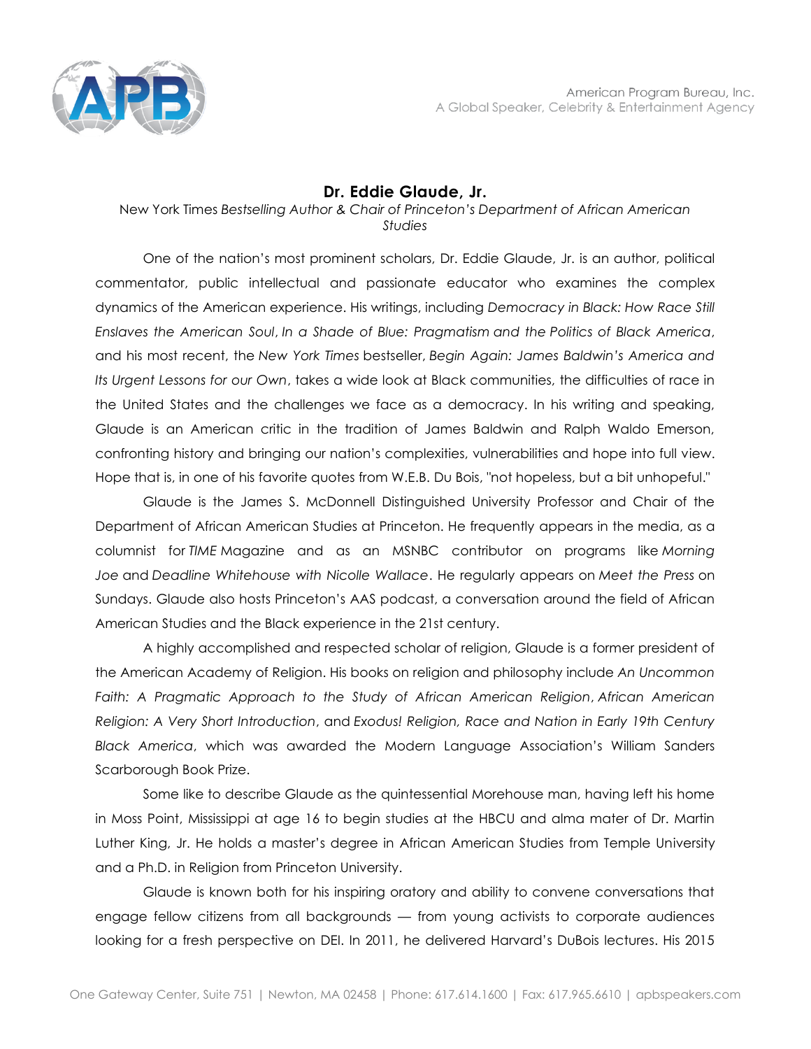American Program Bureau, Inc.
A Global Speaker, Celebrity & Entertainment Agency

## Dr. Eddie Glaude, Jr.

New York Times *Bestselling Author & Chair of Princeton's Department of African American Studies*

One of the nation's most prominent scholars, Dr. Eddie Glaude, Jr. is an author, political commentator, public intellectual and passionate educator who examines the complex dynamics of the American experience. His writings, including *Democracy in Black: How Race Still Enslaves the American Soul*, *In a Shade of Blue: Pragmatism and the Politics of Black America*, and his most recent, the *New York Times* bestseller, *Begin Again: James Baldwin's America and Its Urgent Lessons for our Own*, takes a wide look at Black communities, the difficulties of race in the United States and the challenges we face as a democracy. In his writing and speaking, Glaude is an American critic in the tradition of James Baldwin and Ralph Waldo Emerson, confronting history and bringing our nation's complexities, vulnerabilities and hope into full view. Hope that is, in one of his favorite quotes from W.E.B. Du Bois, "not hopeless, but a bit unhopeful."

Glaude is the James S. McDonnell Distinguished University Professor and Chair of the Department of African American Studies at Princeton. He frequently appears in the media, as a columnist for *TIME* Magazine and as an MSNBC contributor on programs like *Morning Joe* and *Deadline Whitehouse with Nicolle Wallace*. He regularly appears on *Meet the Press* on Sundays. Glaude also hosts Princeton's AAS podcast, a conversation around the field of African American Studies and the Black experience in the 21st century.

A highly accomplished and respected scholar of religion, Glaude is a former president of the American Academy of Religion. His books on religion and philosophy include *An Uncommon Faith: A Pragmatic Approach to the Study of African American Religion*, *African American Religion: A Very Short Introduction*, and *Exodus! Religion, Race and Nation in Early 19th Century Black America*, which was awarded the Modern Language Association's William Sanders Scarborough Book Prize.

Some like to describe Glaude as the quintessential Morehouse man, having left his home in Moss Point, Mississippi at age 16 to begin studies at the HBCU and alma mater of Dr. Martin Luther King, Jr. He holds a master's degree in African American Studies from Temple University and a Ph.D. in Religion from Princeton University.

Glaude is known both for his inspiring oratory and ability to convene conversations that engage fellow citizens from all backgrounds — from young activists to corporate audiences looking for a fresh perspective on DEI. In 2011, he delivered Harvard's DuBois lectures. His 2015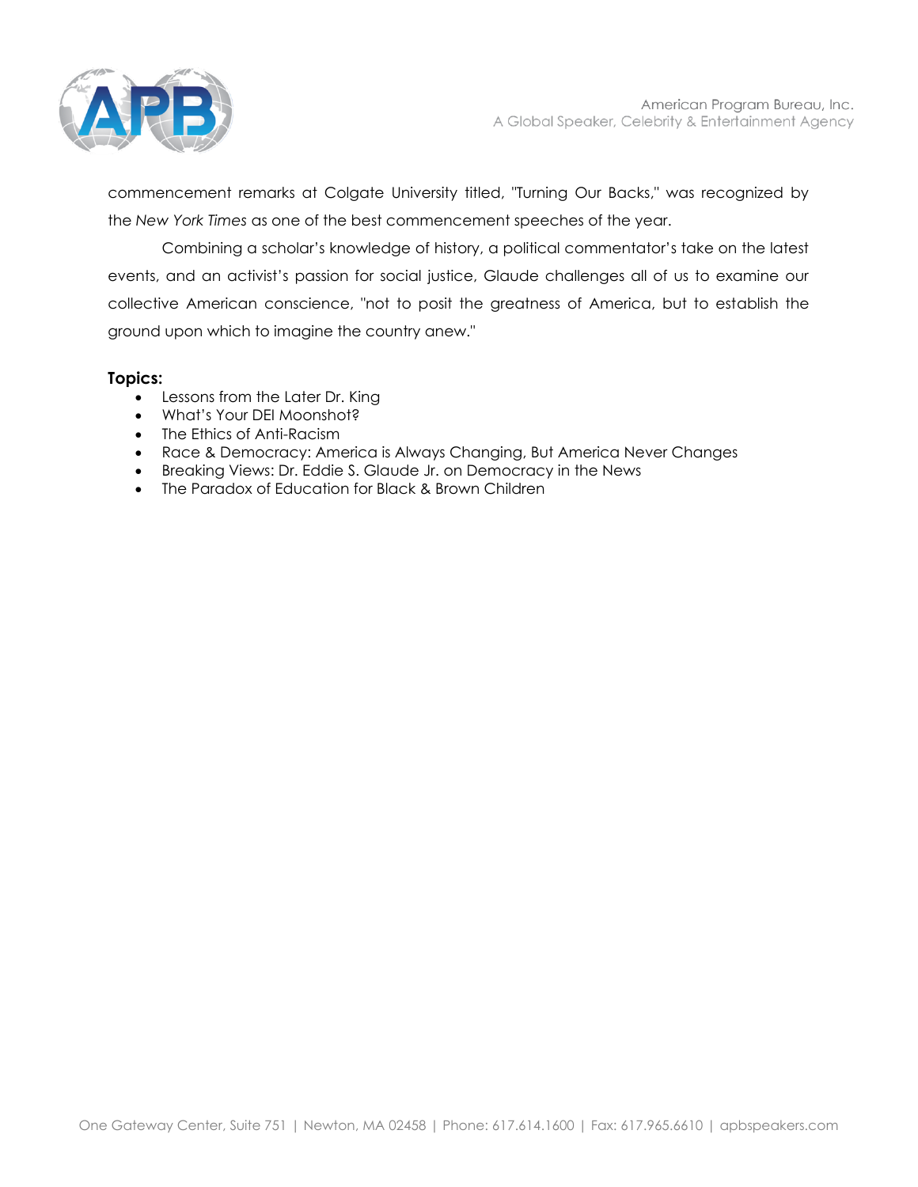commencement remarks at Colgate University titled, "Turning Our Backs," was recognized by the *New York Times* as one of the best commencement speeches of the year.

Combining a scholar's knowledge of history, a political commentator's take on the latest events, and an activist's passion for social justice, Glaude challenges all of us to examine our collective American conscience, "not to posit the greatness of America, but to establish the ground upon which to imagine the country anew."

**Topics:**

- Lessons from the Later Dr. King
- What's Your DEI Moonshot?
- The Ethics of Anti-Racism
- Race & Democracy: America is Always Changing, But America Never Changes
- Breaking Views: Dr. Eddie S. Glaude Jr. on Democracy in the News
- The Paradox of Education for Black & Brown Children